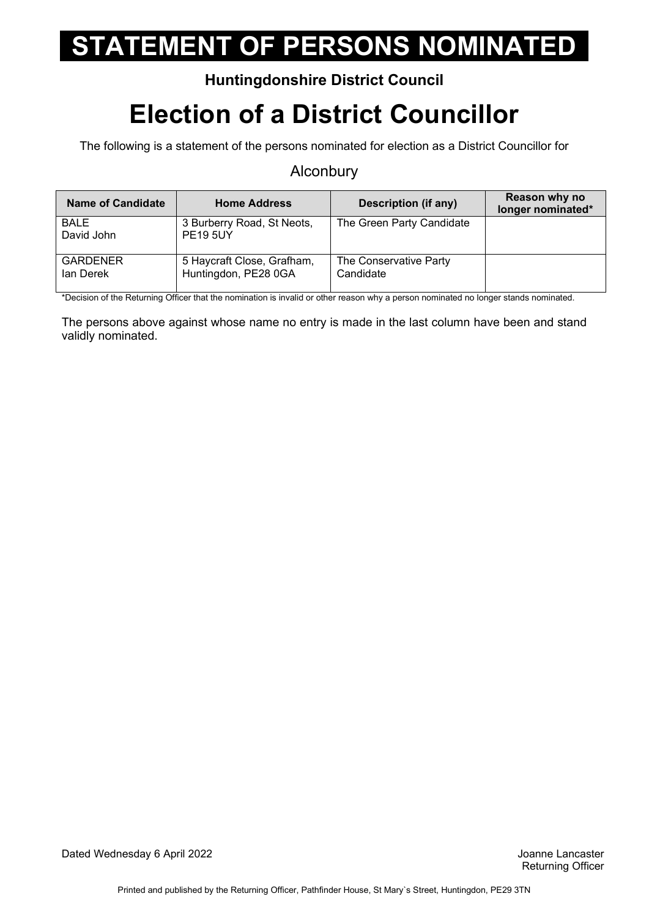# STATEMENT OF PERSONS NOMINATED

**Huntingdonshire District Council**

# Election of a District Councillor

The following is a statement of the persons nominated for election as a District Councillor for

Alconbury

| Name of Candidate | Home Address | Description (if any) | Reason why no longer nominated* |
|---|---|---|---|
| BALE David John | 3 Burberry Road, St Neots, PE19 5UY | The Green Party Candidate | |
| GARDENER Ian Derek | 5 Haycraft Close, Grafham, Huntingdon, PE28 0GA | The Conservative Party Candidate | |

*Decision of the Returning Officer that the nomination is invalid or other reason why a person nominated no longer stands nominated.

The persons above against whose name no entry is made in the last column have been and stand validly nominated.

Dated Wednesday 6 April 2022

Joanne Lancaster
Returning Officer

Printed and published by the Returning Officer, Pathfinder House, St Mary`s Street, Huntingdon, PE29 3TN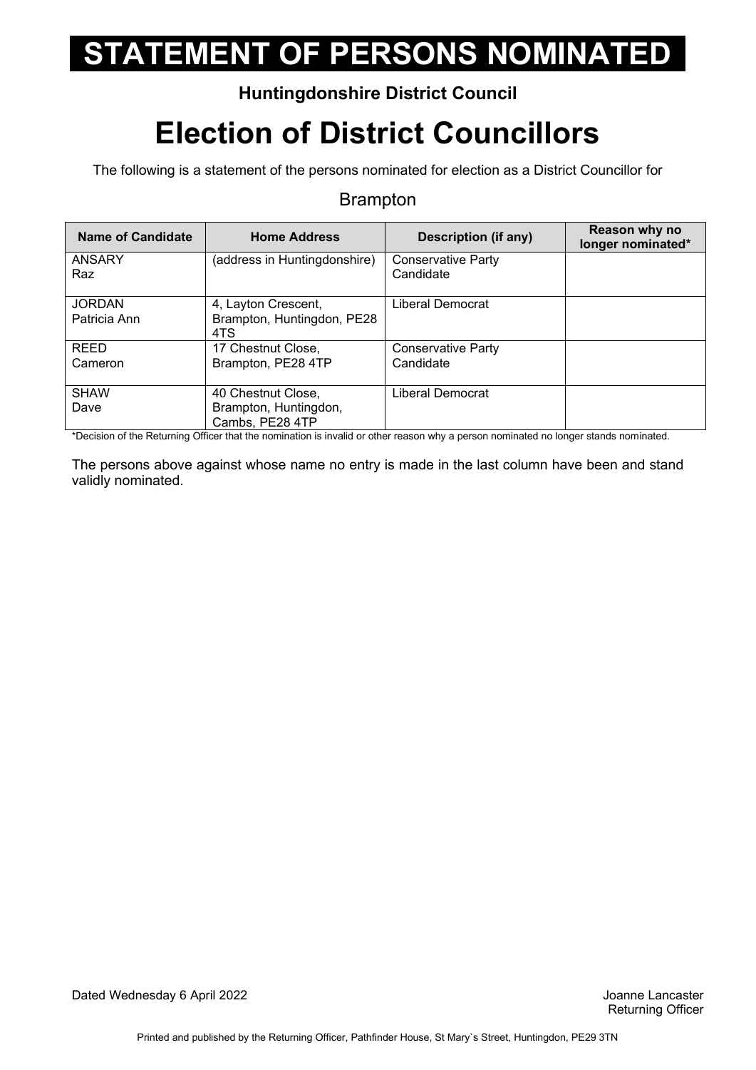# STATEMENT OF PERSONS NOMINATED

**Huntingdonshire District Council**

# Election of District Councillors

The following is a statement of the persons nominated for election as a District Councillor for

Brampton

| Name of Candidate | Home Address | Description (if any) | Reason why no longer nominated* |
|---|---|---|---|
| ANSARY Raz | (address in Huntingdonshire) | Conservative Party Candidate | |
| JORDAN Patricia Ann | 4, Layton Crescent, Brampton, Huntingdon, PE28 4TS | Liberal Democrat | |
| REED Cameron | 17 Chestnut Close, Brampton, PE28 4TP | Conservative Party Candidate | |
| SHAW Dave | 40 Chestnut Close, Brampton, Huntingdon, Cambs, PE28 4TP | Liberal Democrat | |

*Decision of the Returning Officer that the nomination is invalid or other reason why a person nominated no longer stands nominated.

The persons above against whose name no entry is made in the last column have been and stand validly nominated.

Dated Wednesday 6 April 2022

Joanne Lancaster
Returning Officer

Printed and published by the Returning Officer, Pathfinder House, St Mary`s Street, Huntingdon, PE29 3TN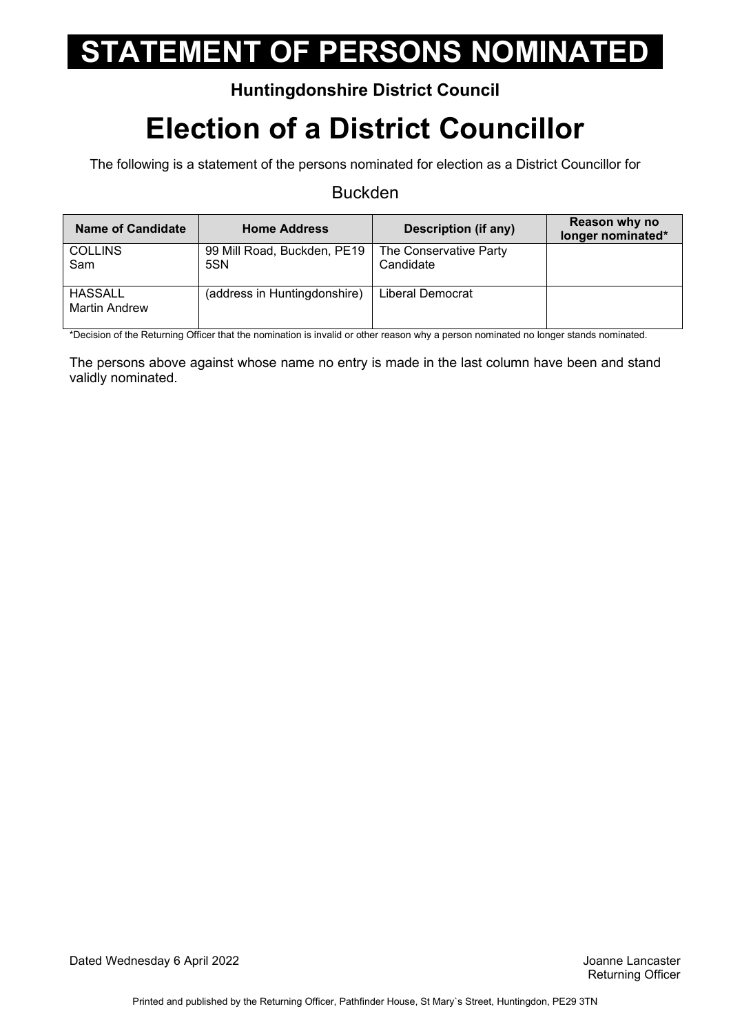# STATEMENT OF PERSONS NOMINATED

**Huntingdonshire District Council**

# Election of a District Councillor

The following is a statement of the persons nominated for election as a District Councillor for

Buckden

| Name of Candidate | Home Address | Description (if any) | Reason why no longer nominated* |
|---|---|---|---|
| COLLINS Sam | 99 Mill Road, Buckden, PE19 5SN | The Conservative Party Candidate | |
| HASSALL Martin Andrew | (address in Huntingdonshire) | Liberal Democrat | |

*Decision of the Returning Officer that the nomination is invalid or other reason why a person nominated no longer stands nominated.

The persons above against whose name no entry is made in the last column have been and stand validly nominated.

Dated Wednesday 6 April 2022

Joanne Lancaster
Returning Officer

Printed and published by the Returning Officer, Pathfinder House, St Mary`s Street, Huntingdon, PE29 3TN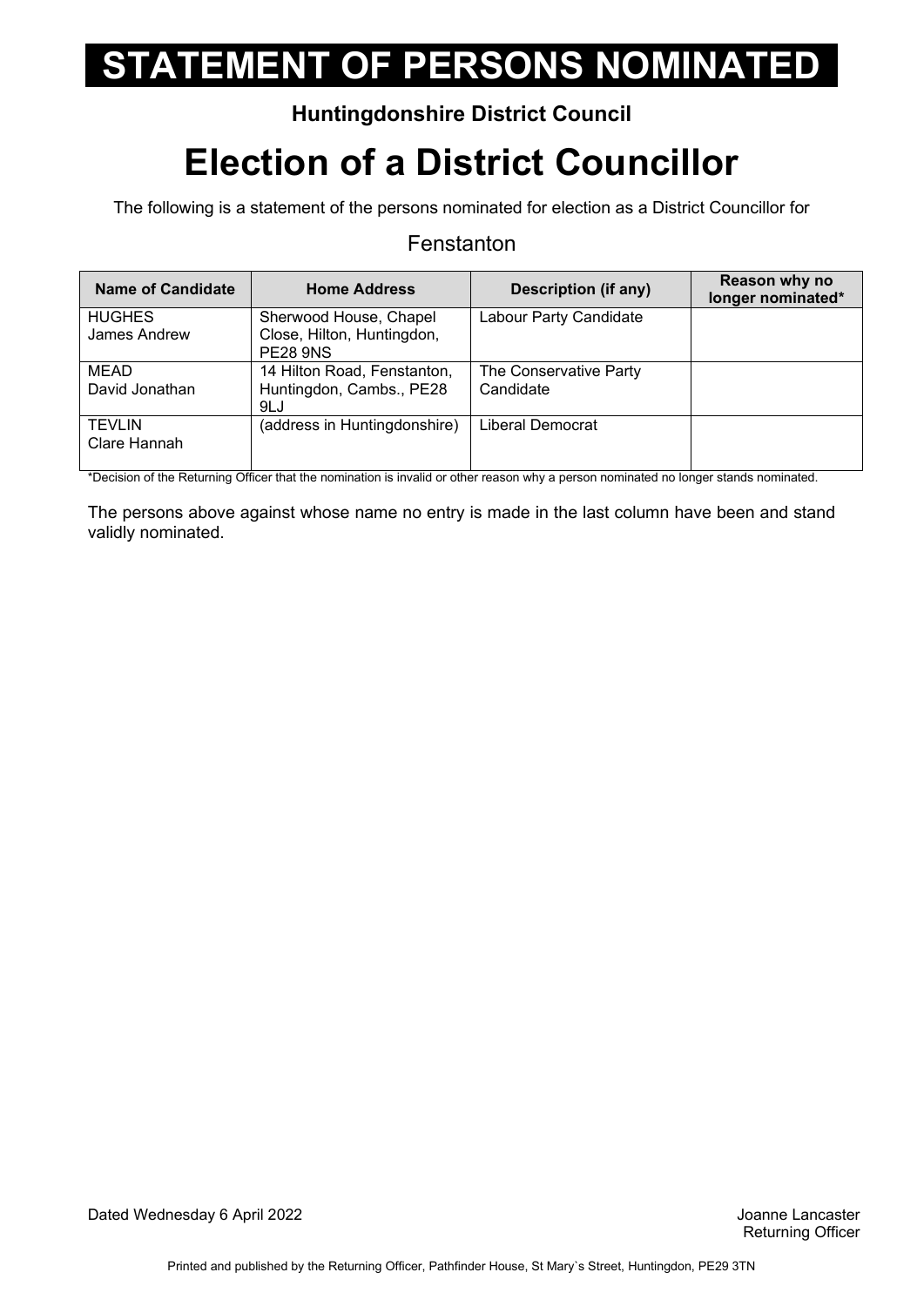# STATEMENT OF PERSONS NOMINATED

**Huntingdonshire District Council**

# Election of a District Councillor

The following is a statement of the persons nominated for election as a District Councillor for

Fenstanton

| Name of Candidate | Home Address | Description (if any) | Reason why no longer nominated* |
|---|---|---|---|
| HUGHES James Andrew | Sherwood House, Chapel Close, Hilton, Huntingdon, PE28 9NS | Labour Party Candidate | |
| MEAD David Jonathan | 14 Hilton Road, Fenstanton, Huntingdon, Cambs., PE28 9LJ | The Conservative Party Candidate | |
| TEVLIN Clare Hannah | (address in Huntingdonshire) | Liberal Democrat | |

*Decision of the Returning Officer that the nomination is invalid or other reason why a person nominated no longer stands nominated.

The persons above against whose name no entry is made in the last column have been and stand validly nominated.

Dated Wednesday 6 April 2022

Joanne Lancaster
Returning Officer

Printed and published by the Returning Officer, Pathfinder House, St Mary`s Street, Huntingdon, PE29 3TN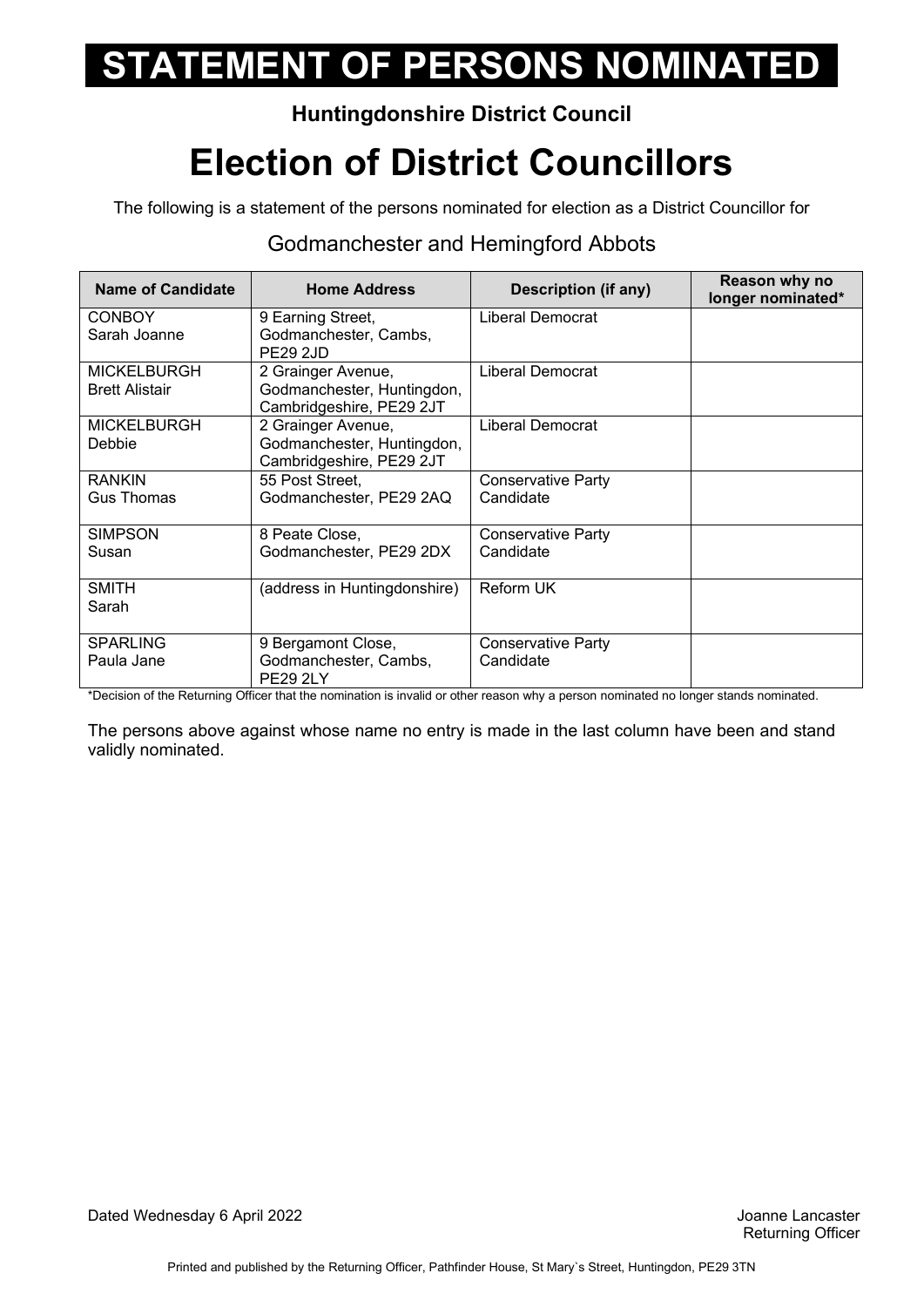# STATEMENT OF PERSONS NOMINATED

**Huntingdonshire District Council**

# Election of District Councillors

The following is a statement of the persons nominated for election as a District Councillor for

## Godmanchester and Hemingford Abbots

| Name of Candidate | Home Address | Description (if any) | Reason why no longer nominated* |
|---|---|---|---|
| CONBOY<br>Sarah Joanne | 9 Earning Street, Godmanchester, Cambs, PE29 2JD | Liberal Democrat | |
| MICKELBURGH<br>Brett Alistair | 2 Grainger Avenue, Godmanchester, Huntingdon, Cambridgeshire, PE29 2JT | Liberal Democrat | |
| MICKELBURGH<br>Debbie | 2 Grainger Avenue, Godmanchester, Huntingdon, Cambridgeshire, PE29 2JT | Liberal Democrat | |
| RANKIN<br>Gus Thomas | 55 Post Street, Godmanchester, PE29 2AQ | Conservative Party Candidate | |
| SIMPSON<br>Susan | 8 Peate Close, Godmanchester, PE29 2DX | Conservative Party Candidate | |
| SMITH<br>Sarah | (address in Huntingdonshire) | Reform UK | |
| SPARLING<br>Paula Jane | 9 Bergamont Close, Godmanchester, Cambs, PE29 2LY | Conservative Party Candidate | |

*Decision of the Returning Officer that the nomination is invalid or other reason why a person nominated no longer stands nominated.

The persons above against whose name no entry is made in the last column have been and stand validly nominated.

Dated Wednesday 6 April 2022

Joanne Lancaster
Returning Officer

Printed and published by the Returning Officer, Pathfinder House, St Mary`s Street, Huntingdon, PE29 3TN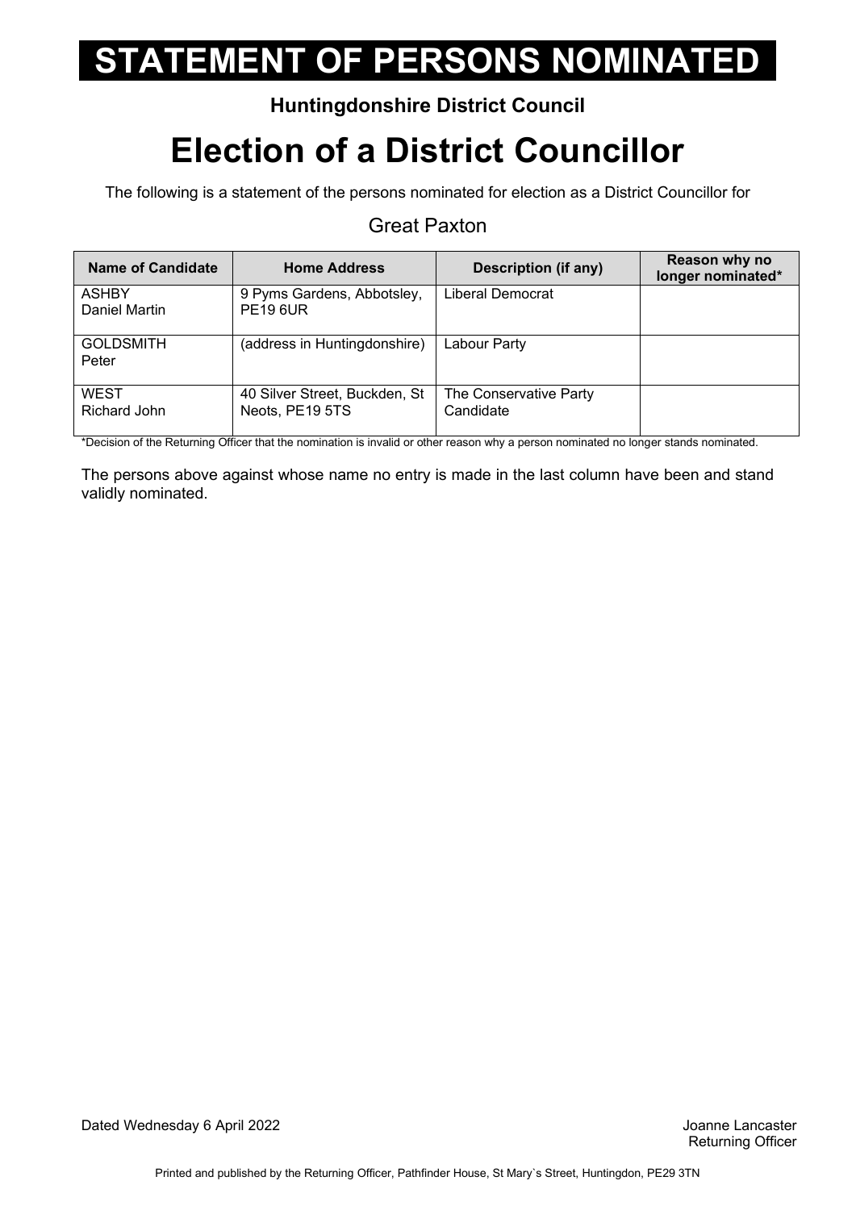# STATEMENT OF PERSONS NOMINATED

**Huntingdonshire District Council**

# Election of a District Councillor

The following is a statement of the persons nominated for election as a District Councillor for

## Great Paxton

| Name of Candidate | Home Address | Description (if any) | Reason why no longer nominated* |
|---|---|---|---|
| ASHBY Daniel Martin | 9 Pyms Gardens, Abbotsley, PE19 6UR | Liberal Democrat | |
| GOLDSMITH Peter | (address in Huntingdonshire) | Labour Party | |
| WEST Richard John | 40 Silver Street, Buckden, St Neots, PE19 5TS | The Conservative Party Candidate | |

*Decision of the Returning Officer that the nomination is invalid or other reason why a person nominated no longer stands nominated.

The persons above against whose name no entry is made in the last column have been and stand validly nominated.

Dated Wednesday 6 April 2022

Joanne Lancaster
Returning Officer

Printed and published by the Returning Officer, Pathfinder House, St Mary`s Street, Huntingdon, PE29 3TN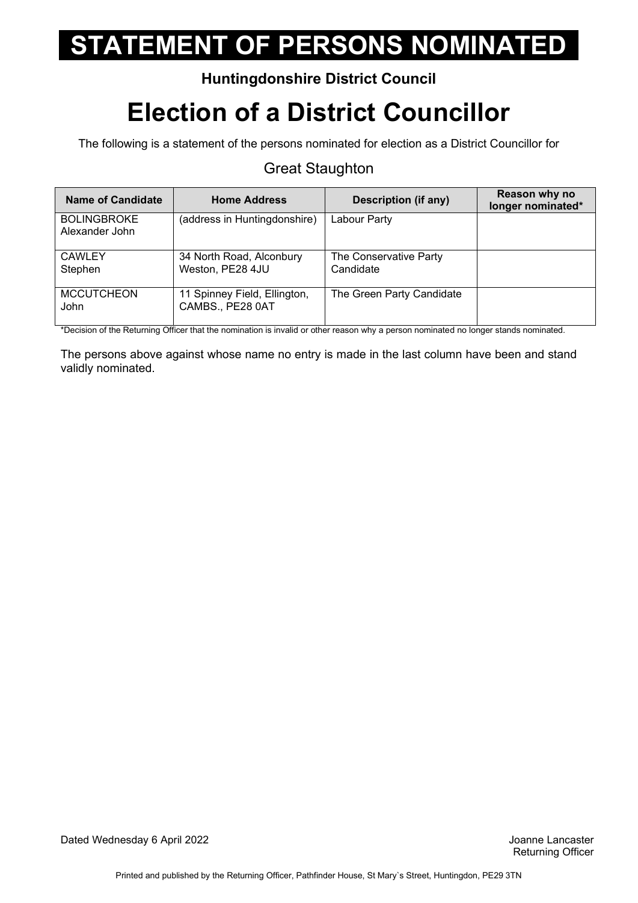# STATEMENT OF PERSONS NOMINATED

**Huntingdonshire District Council**

# Election of a District Councillor

The following is a statement of the persons nominated for election as a District Councillor for

## Great Staughton

| Name of Candidate | Home Address | Description (if any) | Reason why no longer nominated* |
|---|---|---|---|
| BOLINGBROKE Alexander John | (address in Huntingdonshire) | Labour Party | |
| CAWLEY Stephen | 34 North Road, Alconbury Weston, PE28 4JU | The Conservative Party Candidate | |
| MCCUTCHEON John | 11 Spinney Field, Ellington, CAMBS., PE28 0AT | The Green Party Candidate | |

*Decision of the Returning Officer that the nomination is invalid or other reason why a person nominated no longer stands nominated.

The persons above against whose name no entry is made in the last column have been and stand validly nominated.

Dated Wednesday 6 April 2022

Joanne Lancaster
Returning Officer

Printed and published by the Returning Officer, Pathfinder House, St Mary`s Street, Huntingdon, PE29 3TN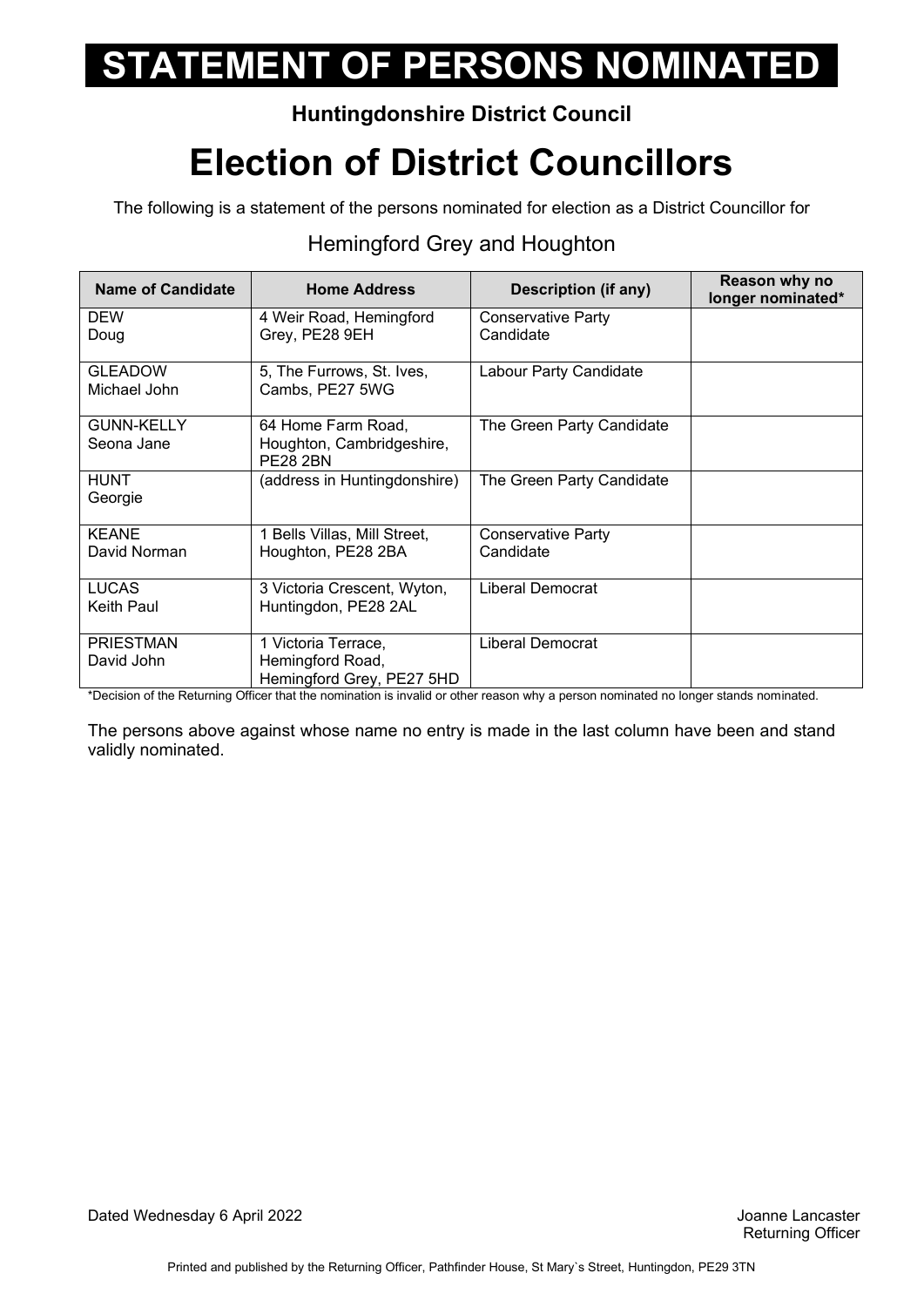# STATEMENT OF PERSONS NOMINATED

**Huntingdonshire District Council**

# Election of District Councillors

The following is a statement of the persons nominated for election as a District Councillor for

## Hemingford Grey and Houghton

| Name of Candidate | Home Address | Description (if any) | Reason why no longer nominated* |
|---|---|---|---|
| DEW<br>Doug | 4 Weir Road, Hemingford Grey, PE28 9EH | Conservative Party Candidate | |
| GLEADOW<br>Michael John | 5, The Furrows, St. Ives, Cambs, PE27 5WG | Labour Party Candidate | |
| GUNN-KELLY<br>Seona Jane | 64 Home Farm Road, Houghton, Cambridgeshire, PE28 2BN | The Green Party Candidate | |
| HUNT<br>Georgie | (address in Huntingdonshire) | The Green Party Candidate | |
| KEANE<br>David Norman | 1 Bells Villas, Mill Street, Houghton, PE28 2BA | Conservative Party Candidate | |
| LUCAS<br>Keith Paul | 3 Victoria Crescent, Wyton, Huntingdon, PE28 2AL | Liberal Democrat | |
| PRIESTMAN<br>David John | 1 Victoria Terrace, Hemingford Road, Hemingford Grey, PE27 5HD | Liberal Democrat | |

*Decision of the Returning Officer that the nomination is invalid or other reason why a person nominated no longer stands nominated.

The persons above against whose name no entry is made in the last column have been and stand validly nominated.

Dated Wednesday 6 April 2022

Joanne Lancaster
Returning Officer

Printed and published by the Returning Officer, Pathfinder House, St Mary`s Street, Huntingdon, PE29 3TN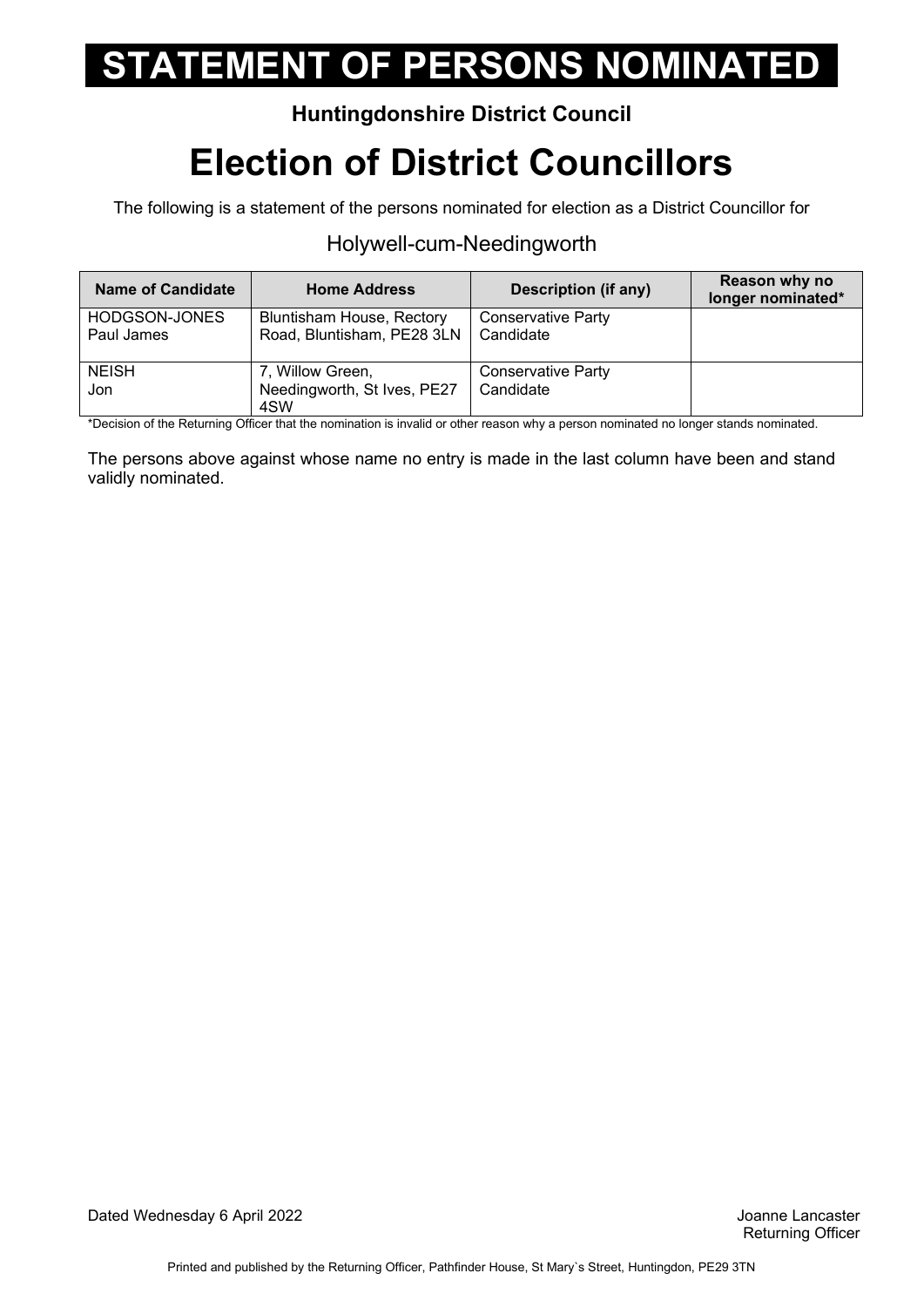# STATEMENT OF PERSONS NOMINATED

**Huntingdonshire District Council**

# Election of District Councillors

The following is a statement of the persons nominated for election as a District Councillor for

## Holywell-cum-Needingworth

| Name of Candidate | Home Address | Description (if any) | Reason why no longer nominated* |
|---|---|---|---|
| HODGSON-JONES Paul James | Bluntisham House, Rectory Road, Bluntisham, PE28 3LN | Conservative Party Candidate | |
| NEISH Jon | 7, Willow Green, Needingworth, St Ives, PE27 4SW | Conservative Party Candidate | |

*Decision of the Returning Officer that the nomination is invalid or other reason why a person nominated no longer stands nominated.

The persons above against whose name no entry is made in the last column have been and stand validly nominated.

Dated Wednesday 6 April 2022

Joanne Lancaster
Returning Officer

Printed and published by the Returning Officer, Pathfinder House, St Mary`s Street, Huntingdon, PE29 3TN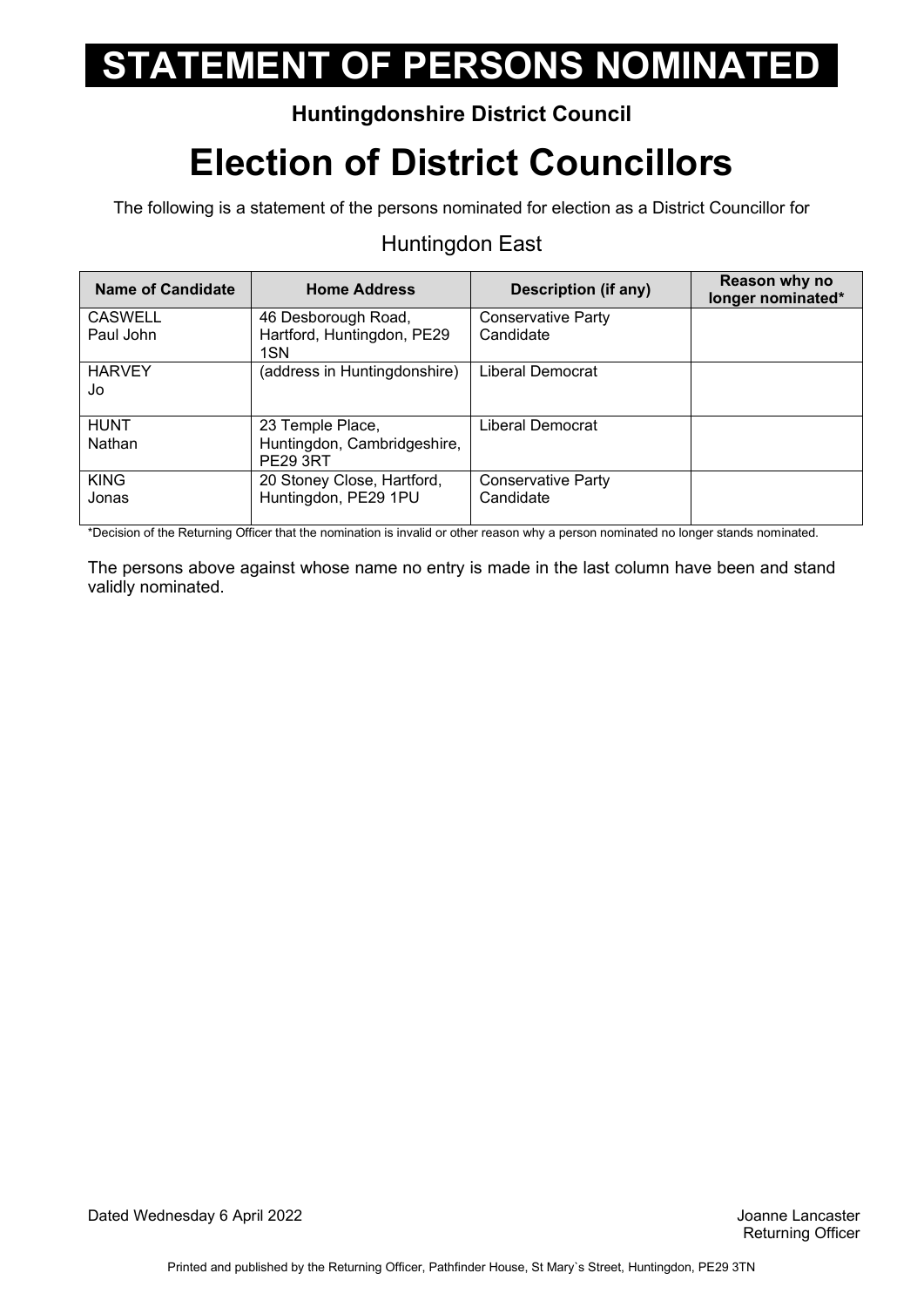# STATEMENT OF PERSONS NOMINATED

**Huntingdonshire District Council**

# Election of District Councillors

The following is a statement of the persons nominated for election as a District Councillor for

## Huntingdon East

| Name of Candidate | Home Address | Description (if any) | Reason why no longer nominated* |
|---|---|---|---|
| CASWELL<br>Paul John | 46 Desborough Road, Hartford, Huntingdon, PE29 1SN | Conservative Party Candidate | |
| HARVEY<br>Jo | (address in Huntingdonshire) | Liberal Democrat | |
| HUNT<br>Nathan | 23 Temple Place, Huntingdon, Cambridgeshire, PE29 3RT | Liberal Democrat | |
| KING<br>Jonas | 20 Stoney Close, Hartford, Huntingdon, PE29 1PU | Conservative Party Candidate | |

*Decision of the Returning Officer that the nomination is invalid or other reason why a person nominated no longer stands nominated.

The persons above against whose name no entry is made in the last column have been and stand validly nominated.

Dated Wednesday 6 April 2022

Joanne Lancaster
Returning Officer

Printed and published by the Returning Officer, Pathfinder House, St Mary`s Street, Huntingdon, PE29 3TN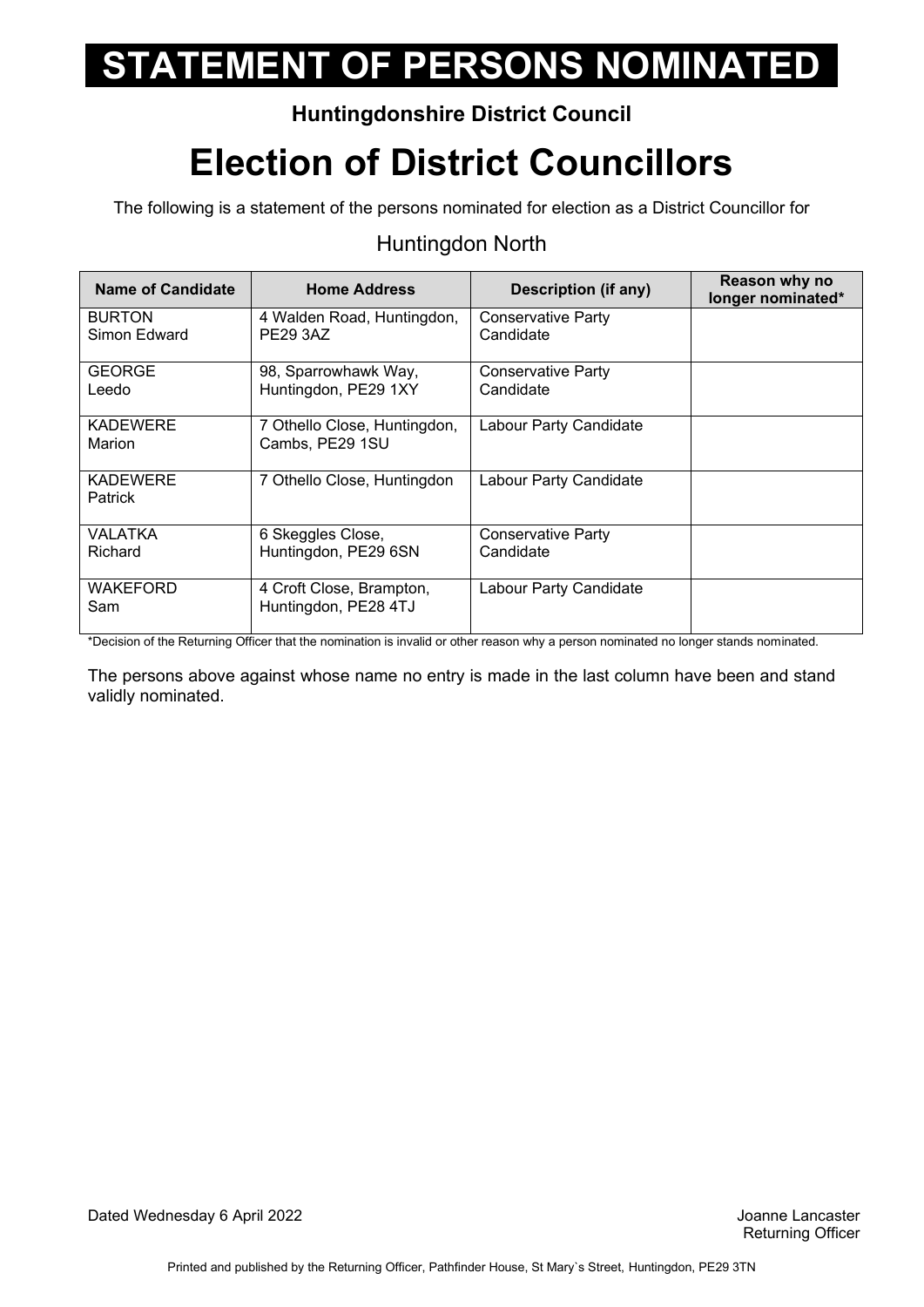# STATEMENT OF PERSONS NOMINATED

**Huntingdonshire District Council**

# Election of District Councillors

The following is a statement of the persons nominated for election as a District Councillor for

## Huntingdon North

| Name of Candidate | Home Address | Description (if any) | Reason why no longer nominated* |
|---|---|---|---|
| BURTON Simon Edward | 4 Walden Road, Huntingdon, PE29 3AZ | Conservative Party Candidate | |
| GEORGE Leedo | 98, Sparrowhawk Way, Huntingdon, PE29 1XY | Conservative Party Candidate | |
| KADEWERE Marion | 7 Othello Close, Huntingdon, Cambs, PE29 1SU | Labour Party Candidate | |
| KADEWERE Patrick | 7 Othello Close, Huntingdon | Labour Party Candidate | |
| VALATKA Richard | 6 Skeggles Close, Huntingdon, PE29 6SN | Conservative Party Candidate | |
| WAKEFORD Sam | 4 Croft Close, Brampton, Huntingdon, PE28 4TJ | Labour Party Candidate | |

*Decision of the Returning Officer that the nomination is invalid or other reason why a person nominated no longer stands nominated.

The persons above against whose name no entry is made in the last column have been and stand validly nominated.

Dated Wednesday 6 April 2022

Joanne Lancaster
Returning Officer

Printed and published by the Returning Officer, Pathfinder House, St Mary`s Street, Huntingdon, PE29 3TN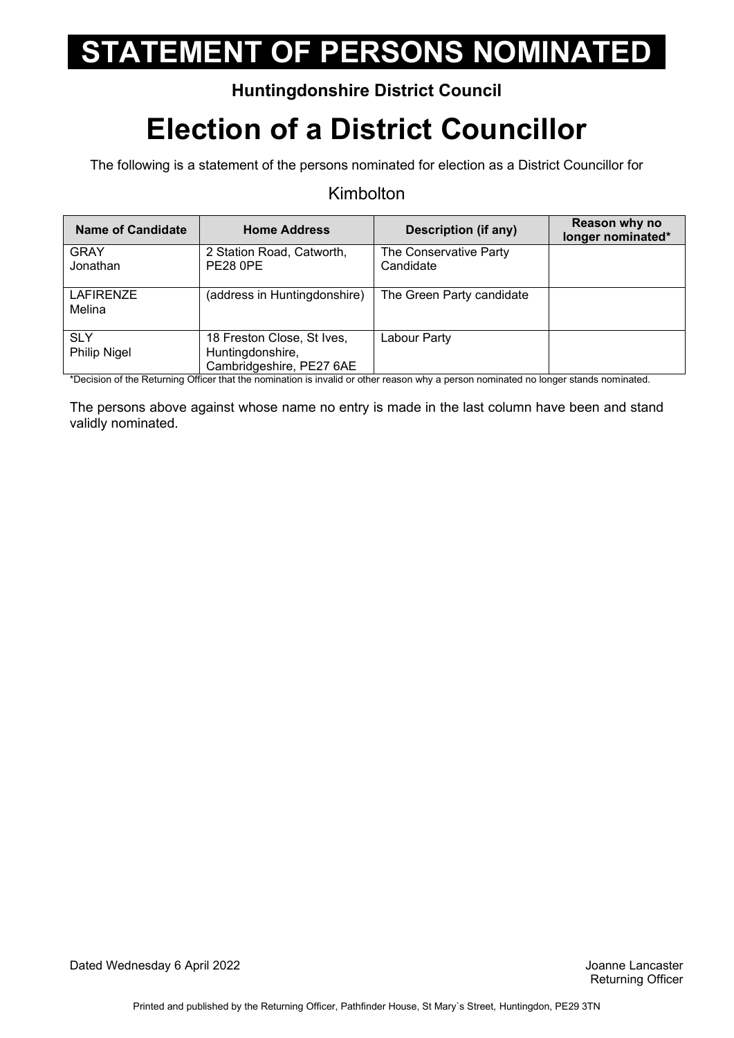# STATEMENT OF PERSONS NOMINATED

**Huntingdonshire District Council**

# Election of a District Councillor

The following is a statement of the persons nominated for election as a District Councillor for

Kimbolton

| Name of Candidate | Home Address | Description (if any) | Reason why no longer nominated* |
|---|---|---|---|
| GRAY<br>Jonathan | 2 Station Road, Catworth, PE28 0PE | The Conservative Party Candidate | |
| LAFIRENZE<br>Melina | (address in Huntingdonshire) | The Green Party candidate | |
| SLY<br>Philip Nigel | 18 Freston Close, St Ives, Huntingdonshire, Cambridgeshire, PE27 6AE | Labour Party | |

*Decision of the Returning Officer that the nomination is invalid or other reason why a person nominated no longer stands nominated.

The persons above against whose name no entry is made in the last column have been and stand validly nominated.

Dated Wednesday 6 April 2022

Joanne Lancaster
Returning Officer

Printed and published by the Returning Officer, Pathfinder House, St Mary`s Street, Huntingdon, PE29 3TN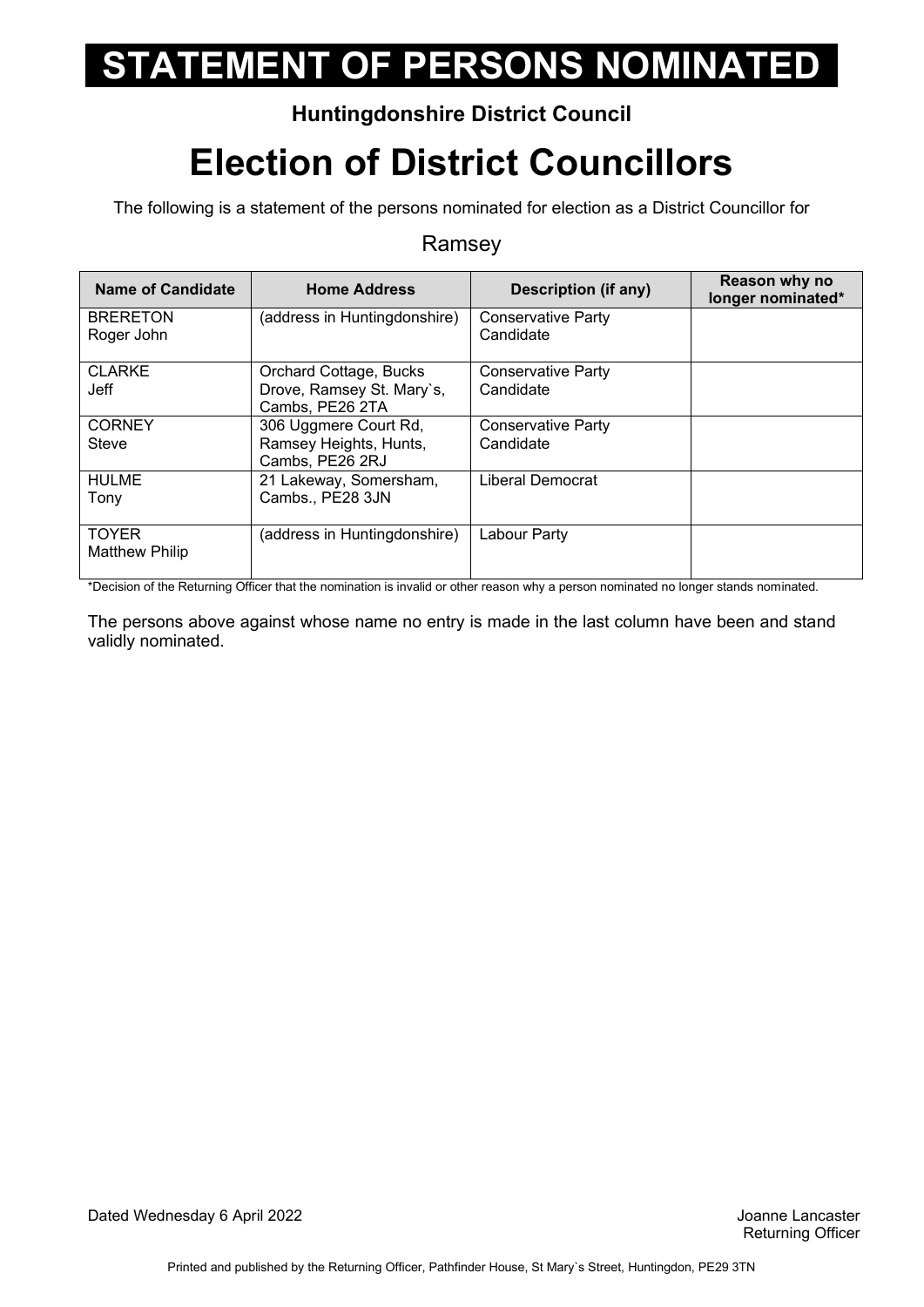# STATEMENT OF PERSONS NOMINATED

**Huntingdonshire District Council**

# Election of District Councillors

The following is a statement of the persons nominated for election as a District Councillor for

Ramsey

| Name of Candidate | Home Address | Description (if any) | Reason why no longer nominated* |
|---|---|---|---|
| BRERETON Roger John | (address in Huntingdonshire) | Conservative Party Candidate | |
| CLARKE Jeff | Orchard Cottage, Bucks Drove, Ramsey St. Mary`s, Cambs, PE26 2TA | Conservative Party Candidate | |
| CORNEY Steve | 306 Uggmere Court Rd, Ramsey Heights, Hunts, Cambs, PE26 2RJ | Conservative Party Candidate | |
| HULME Tony | 21 Lakeway, Somersham, Cambs., PE28 3JN | Liberal Democrat | |
| TOYER Matthew Philip | (address in Huntingdonshire) | Labour Party | |

*Decision of the Returning Officer that the nomination is invalid or other reason why a person nominated no longer stands nominated.

The persons above against whose name no entry is made in the last column have been and stand validly nominated.

Dated Wednesday 6 April 2022

Joanne Lancaster
Returning Officer

Printed and published by the Returning Officer, Pathfinder House, St Mary`s Street, Huntingdon, PE29 3TN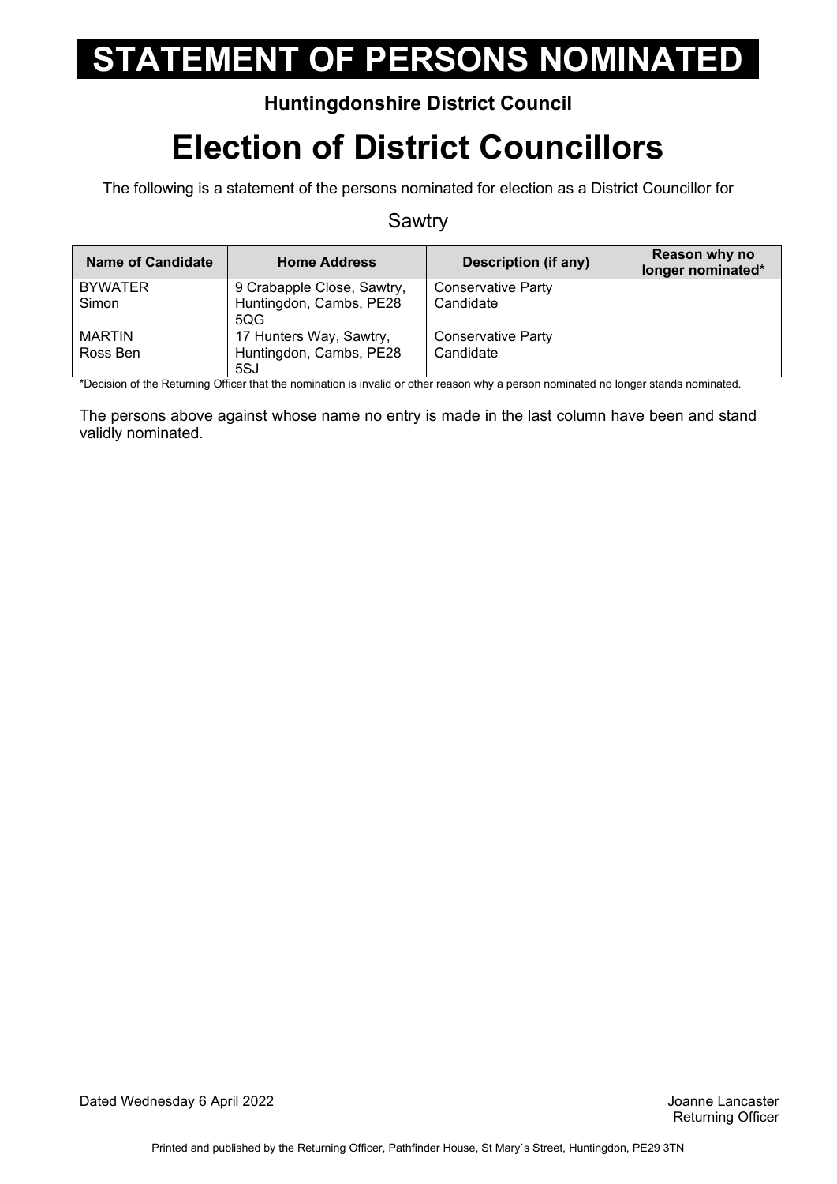# STATEMENT OF PERSONS NOMINATED

**Huntingdonshire District Council**

# Election of District Councillors

The following is a statement of the persons nominated for election as a District Councillor for

Sawtry

| Name of Candidate | Home Address | Description (if any) | Reason why no longer nominated* |
|---|---|---|---|
| BYWATER Simon | 9 Crabapple Close, Sawtry, Huntingdon, Cambs, PE28 5QG | Conservative Party Candidate | |
| MARTIN Ross Ben | 17 Hunters Way, Sawtry, Huntingdon, Cambs, PE28 5SJ | Conservative Party Candidate | |

*Decision of the Returning Officer that the nomination is invalid or other reason why a person nominated no longer stands nominated.

The persons above against whose name no entry is made in the last column have been and stand validly nominated.

Dated Wednesday 6 April 2022

Joanne Lancaster
Returning Officer

Printed and published by the Returning Officer, Pathfinder House, St Mary`s Street, Huntingdon, PE29 3TN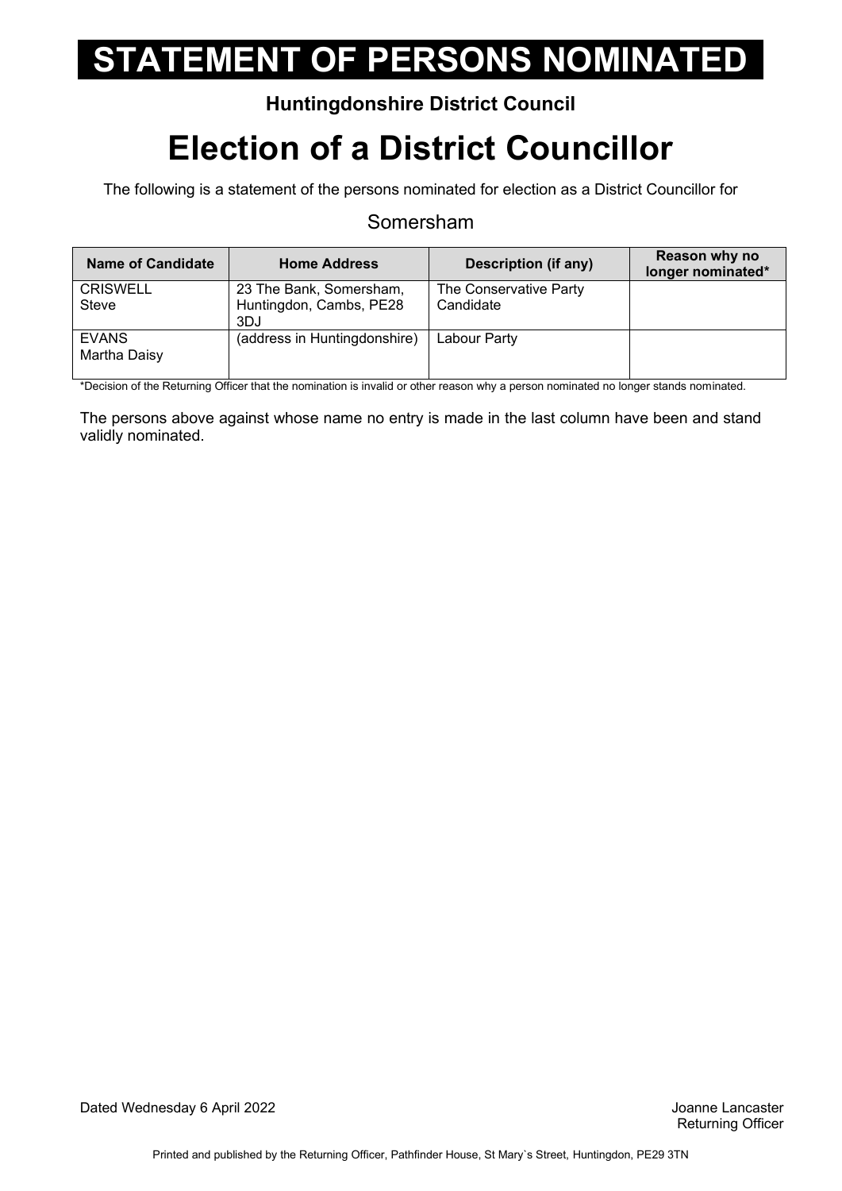# STATEMENT OF PERSONS NOMINATED

**Huntingdonshire District Council**

# Election of a District Councillor

The following is a statement of the persons nominated for election as a District Councillor for

Somersham

| Name of Candidate | Home Address | Description (if any) | Reason why no longer nominated* |
|---|---|---|---|
| CRISWELL Steve | 23 The Bank, Somersham, Huntingdon, Cambs, PE28 3DJ | The Conservative Party Candidate | |
| EVANS Martha Daisy | (address in Huntingdonshire) | Labour Party | |

*Decision of the Returning Officer that the nomination is invalid or other reason why a person nominated no longer stands nominated.

The persons above against whose name no entry is made in the last column have been and stand validly nominated.

Dated Wednesday 6 April 2022

Joanne Lancaster
Returning Officer

Printed and published by the Returning Officer, Pathfinder House, St Mary`s Street, Huntingdon, PE29 3TN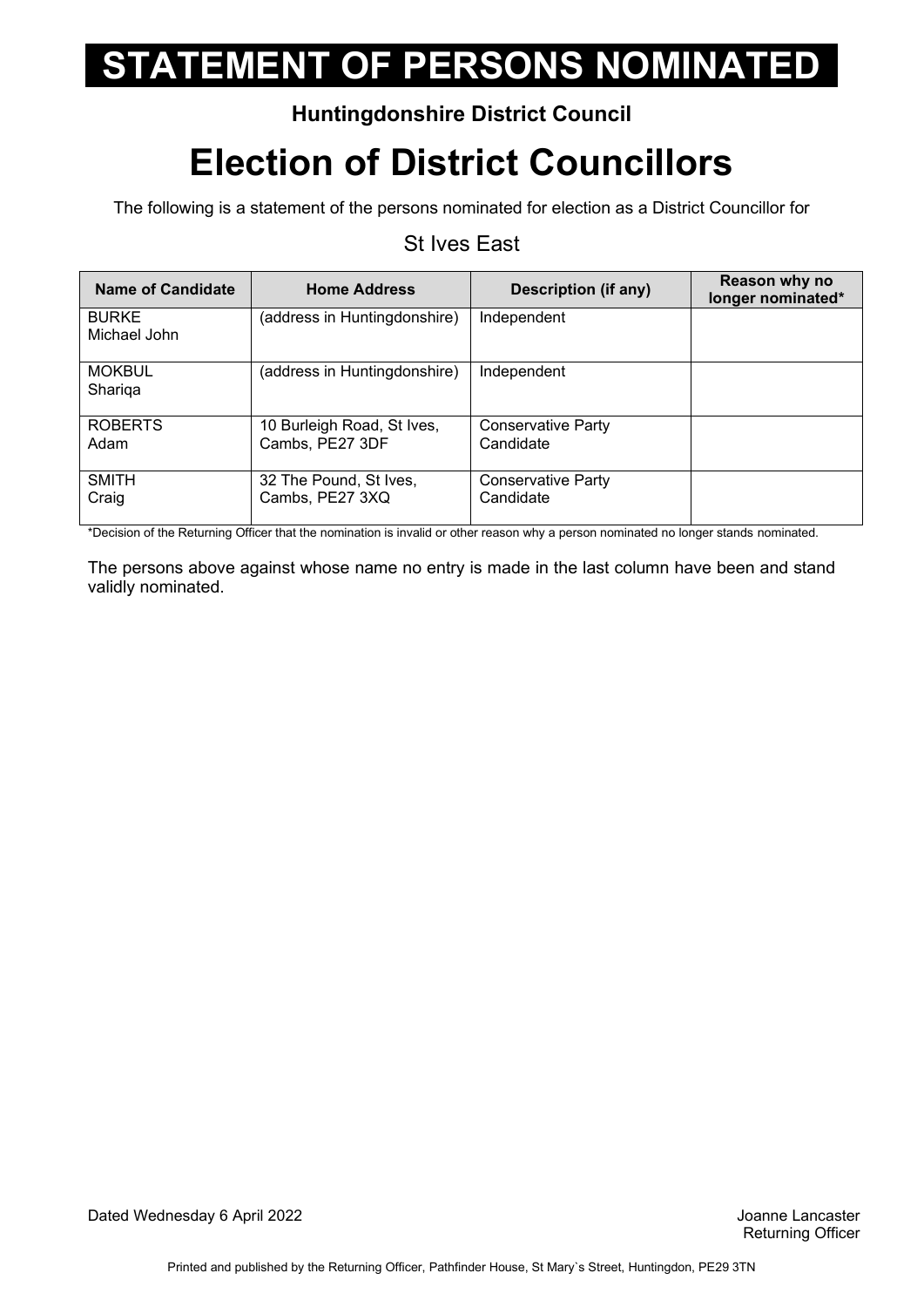# STATEMENT OF PERSONS NOMINATED

**Huntingdonshire District Council**

# Election of District Councillors

The following is a statement of the persons nominated for election as a District Councillor for

St Ives East

| Name of Candidate | Home Address | Description (if any) | Reason why no longer nominated* |
|---|---|---|---|
| BURKE Michael John | (address in Huntingdonshire) | Independent | |
| MOKBUL Shariqa | (address in Huntingdonshire) | Independent | |
| ROBERTS Adam | 10 Burleigh Road, St Ives, Cambs, PE27 3DF | Conservative Party Candidate | |
| SMITH Craig | 32 The Pound, St Ives, Cambs, PE27 3XQ | Conservative Party Candidate | |

*Decision of the Returning Officer that the nomination is invalid or other reason why a person nominated no longer stands nominated.

The persons above against whose name no entry is made in the last column have been and stand validly nominated.

Dated Wednesday 6 April 2022

Joanne Lancaster
Returning Officer

Printed and published by the Returning Officer, Pathfinder House, St Mary`s Street, Huntingdon, PE29 3TN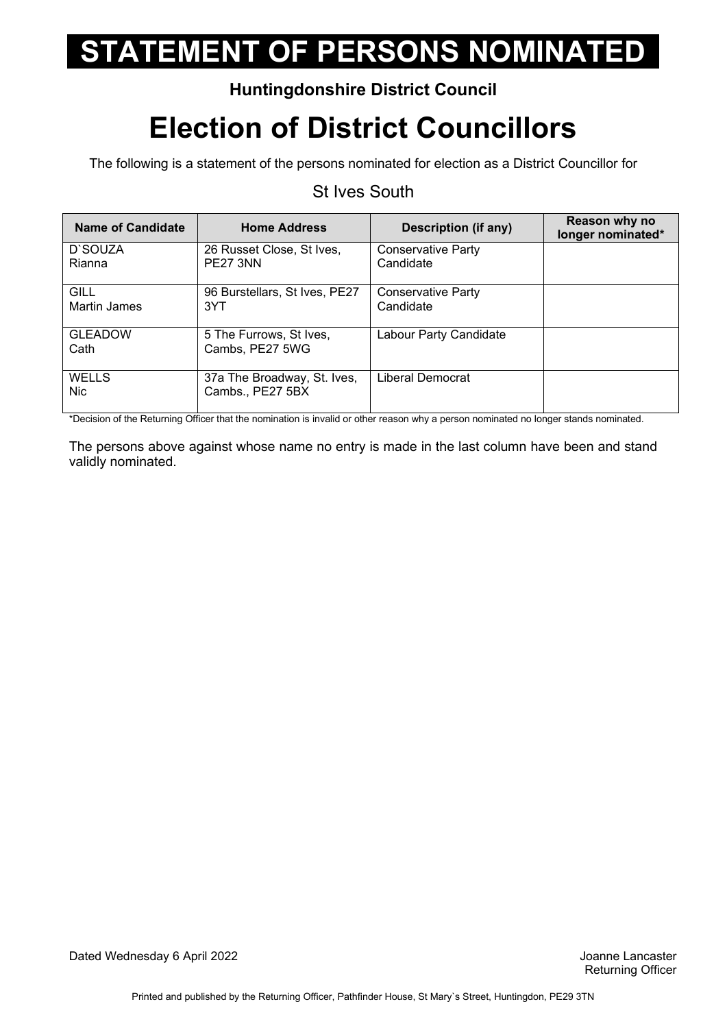# STATEMENT OF PERSONS NOMINATED

**Huntingdonshire District Council**

# Election of District Councillors

The following is a statement of the persons nominated for election as a District Councillor for

St Ives South

| Name of Candidate | Home Address | Description (if any) | Reason why no longer nominated* |
|---|---|---|---|
| D`SOUZA Rianna | 26 Russet Close, St Ives, PE27 3NN | Conservative Party Candidate | |
| GILL Martin James | 96 Burstellars, St Ives, PE27 3YT | Conservative Party Candidate | |
| GLEADOW Cath | 5 The Furrows, St Ives, Cambs, PE27 5WG | Labour Party Candidate | |
| WELLS Nic | 37a The Broadway, St. Ives, Cambs., PE27 5BX | Liberal Democrat | |

*Decision of the Returning Officer that the nomination is invalid or other reason why a person nominated no longer stands nominated.

The persons above against whose name no entry is made in the last column have been and stand validly nominated.

Dated Wednesday 6 April 2022

Joanne Lancaster
Returning Officer

Printed and published by the Returning Officer, Pathfinder House, St Mary`s Street, Huntingdon, PE29 3TN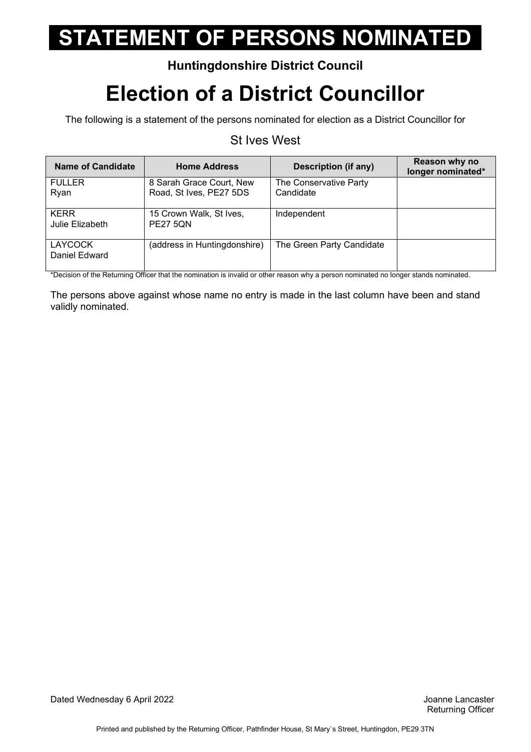# STATEMENT OF PERSONS NOMINATED

**Huntingdonshire District Council**

# Election of a District Councillor

The following is a statement of the persons nominated for election as a District Councillor for

St Ives West

| Name of Candidate | Home Address | Description (if any) | Reason why no longer nominated* |
|---|---|---|---|
| FULLER<br>Ryan | 8 Sarah Grace Court, New Road, St Ives, PE27 5DS | The Conservative Party Candidate | |
| KERR<br>Julie Elizabeth | 15 Crown Walk, St Ives, PE27 5QN | Independent | |
| LAYCOCK<br>Daniel Edward | (address in Huntingdonshire) | The Green Party Candidate | |

*Decision of the Returning Officer that the nomination is invalid or other reason why a person nominated no longer stands nominated.

The persons above against whose name no entry is made in the last column have been and stand validly nominated.

Dated Wednesday 6 April 2022

Joanne Lancaster
Returning Officer

Printed and published by the Returning Officer, Pathfinder House, St Mary`s Street, Huntingdon, PE29 3TN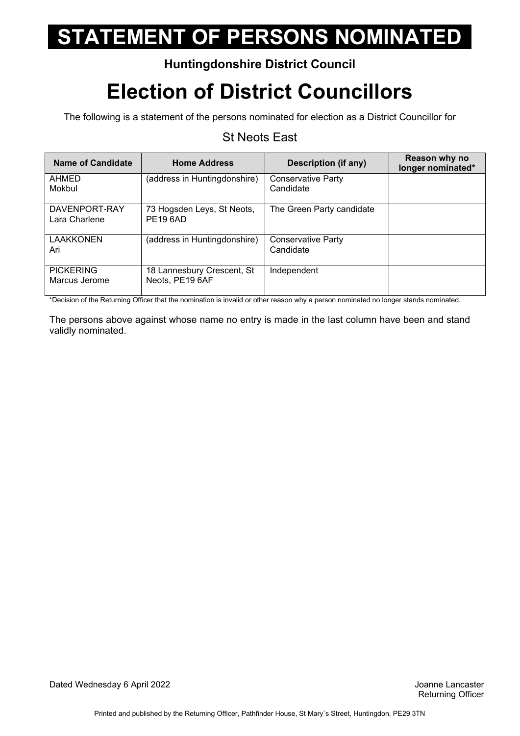# STATEMENT OF PERSONS NOMINATED

**Huntingdonshire District Council**

# Election of District Councillors

The following is a statement of the persons nominated for election as a District Councillor for

## St Neots East

| Name of Candidate | Home Address | Description (if any) | Reason why no longer nominated* |
|---|---|---|---|
| AHMED<br>Mokbul | (address in Huntingdonshire) | Conservative Party Candidate | |
| DAVENPORT-RAY<br>Lara Charlene | 73 Hogsden Leys, St Neots, PE19 6AD | The Green Party candidate | |
| LAAKKONEN<br>Ari | (address in Huntingdonshire) | Conservative Party Candidate | |
| PICKERING<br>Marcus Jerome | 18 Lannesbury Crescent, St Neots, PE19 6AF | Independent | |

*Decision of the Returning Officer that the nomination is invalid or other reason why a person nominated no longer stands nominated.

The persons above against whose name no entry is made in the last column have been and stand validly nominated.

Dated Wednesday 6 April 2022

Joanne Lancaster
Returning Officer

Printed and published by the Returning Officer, Pathfinder House, St Mary`s Street, Huntingdon, PE29 3TN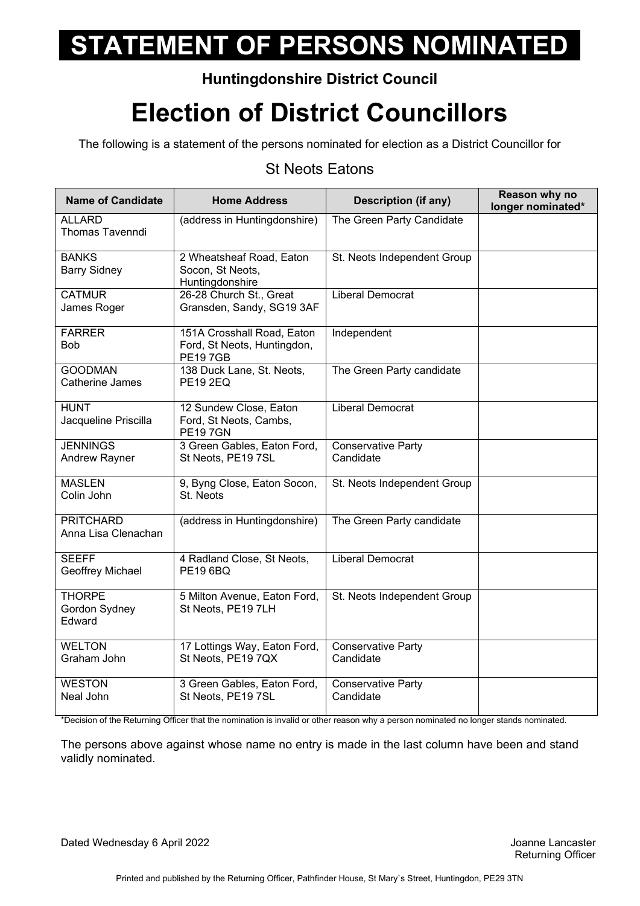# STATEMENT OF PERSONS NOMINATED

**Huntingdonshire District Council**

# Election of District Councillors

The following is a statement of the persons nominated for election as a District Councillor for

St Neots Eatons

| Name of Candidate | Home Address | Description (if any) | Reason why no longer nominated* |
|---|---|---|---|
| ALLARD Thomas Tavenndi | (address in Huntingdonshire) | The Green Party Candidate | |
| BANKS Barry Sidney | 2 Wheatsheaf Road, Eaton Socon, St Neots, Huntingdonshire | St. Neots Independent Group | |
| CATMUR James Roger | 26-28 Church St., Great Gransden, Sandy, SG19 3AF | Liberal Democrat | |
| FARRER Bob | 151A Crosshall Road, Eaton Ford, St Neots, Huntingdon, PE19 7GB | Independent | |
| GOODMAN Catherine James | 138 Duck Lane, St. Neots, PE19 2EQ | The Green Party candidate | |
| HUNT Jacqueline Priscilla | 12 Sundew Close, Eaton Ford, St Neots, Cambs, PE19 7GN | Liberal Democrat | |
| JENNINGS Andrew Rayner | 3 Green Gables, Eaton Ford, St Neots, PE19 7SL | Conservative Party Candidate | |
| MASLEN Colin John | 9, Byng Close, Eaton Socon, St. Neots | St. Neots Independent Group | |
| PRITCHARD Anna Lisa Clenachan | (address in Huntingdonshire) | The Green Party candidate | |
| SEEFF Geoffrey Michael | 4 Radland Close, St Neots, PE19 6BQ | Liberal Democrat | |
| THORPE Gordon Sydney Edward | 5 Milton Avenue, Eaton Ford, St Neots, PE19 7LH | St. Neots Independent Group | |
| WELTON Graham John | 17 Lottings Way, Eaton Ford, St Neots, PE19 7QX | Conservative Party Candidate | |
| WESTON Neal John | 3 Green Gables, Eaton Ford, St Neots, PE19 7SL | Conservative Party Candidate | |

*Decision of the Returning Officer that the nomination is invalid or other reason why a person nominated no longer stands nominated.

The persons above against whose name no entry is made in the last column have been and stand validly nominated.

Dated Wednesday 6 April 2022

Joanne Lancaster
Returning Officer

Printed and published by the Returning Officer, Pathfinder House, St Mary`s Street, Huntingdon, PE29 3TN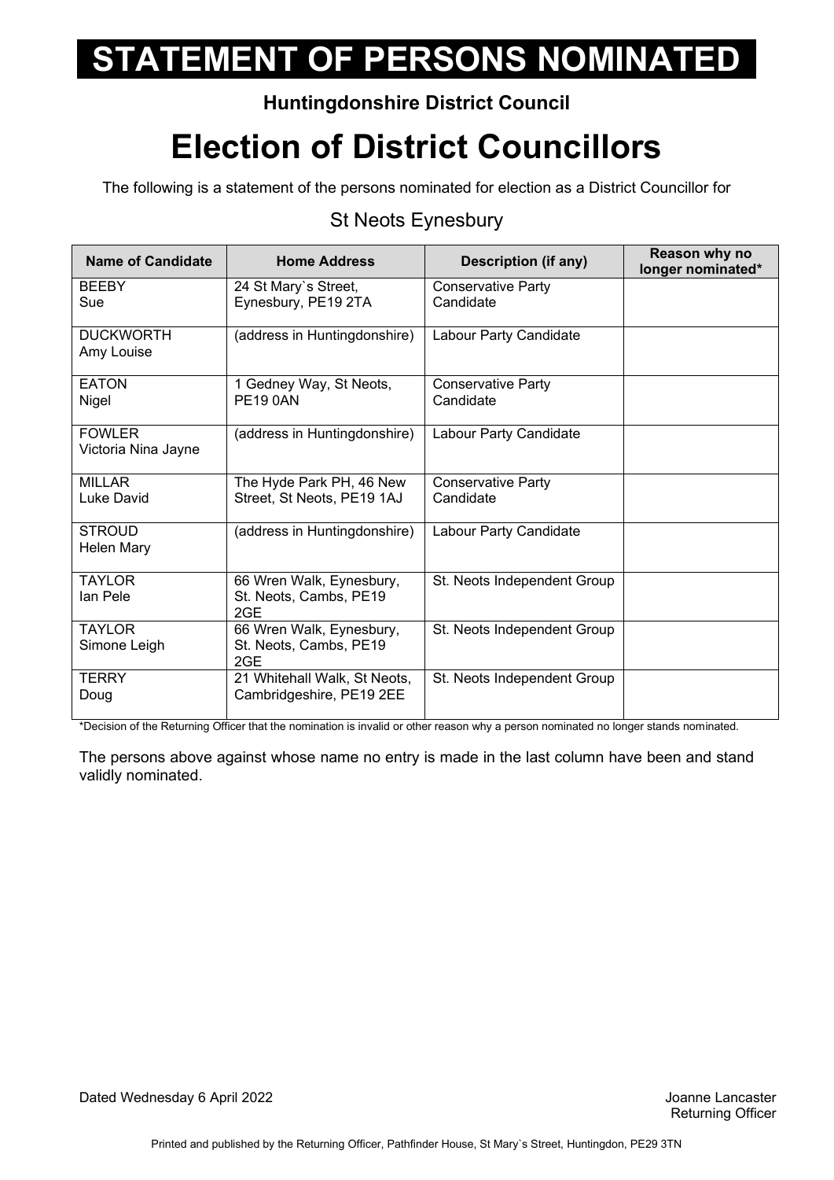# STATEMENT OF PERSONS NOMINATED

**Huntingdonshire District Council**

# Election of District Councillors

The following is a statement of the persons nominated for election as a District Councillor for

St Neots Eynesbury

| Name of Candidate | Home Address | Description (if any) | Reason why no longer nominated* |
|---|---|---|---|
| BEEBY Sue | 24 St Mary`s Street, Eynesbury, PE19 2TA | Conservative Party Candidate | |
| DUCKWORTH Amy Louise | (address in Huntingdonshire) | Labour Party Candidate | |
| EATON Nigel | 1 Gedney Way, St Neots, PE19 0AN | Conservative Party Candidate | |
| FOWLER Victoria Nina Jayne | (address in Huntingdonshire) | Labour Party Candidate | |
| MILLAR Luke David | The Hyde Park PH, 46 New Street, St Neots, PE19 1AJ | Conservative Party Candidate | |
| STROUD Helen Mary | (address in Huntingdonshire) | Labour Party Candidate | |
| TAYLOR Ian Pele | 66 Wren Walk, Eynesbury, St. Neots, Cambs, PE19 2GE | St. Neots Independent Group | |
| TAYLOR Simone Leigh | 66 Wren Walk, Eynesbury, St. Neots, Cambs, PE19 2GE | St. Neots Independent Group | |
| TERRY Doug | 21 Whitehall Walk, St Neots, Cambridgeshire, PE19 2EE | St. Neots Independent Group | |

*Decision of the Returning Officer that the nomination is invalid or other reason why a person nominated no longer stands nominated.

The persons above against whose name no entry is made in the last column have been and stand validly nominated.

Dated Wednesday 6 April 2022

Joanne Lancaster
Returning Officer

Printed and published by the Returning Officer, Pathfinder House, St Mary`s Street, Huntingdon, PE29 3TN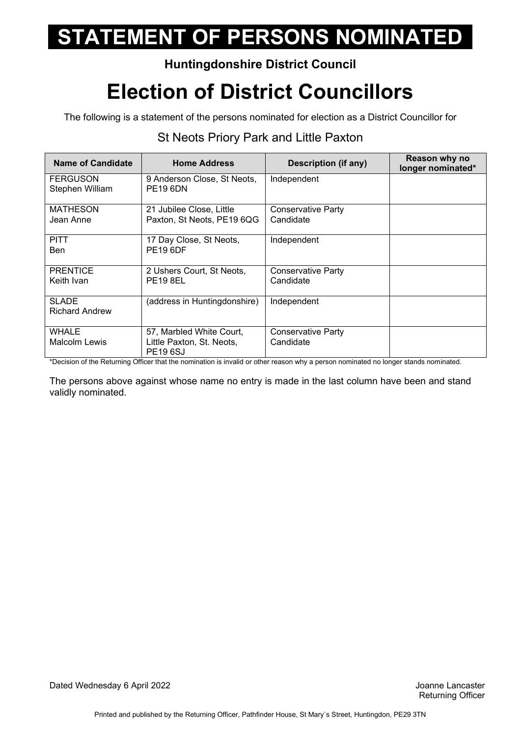# STATEMENT OF PERSONS NOMINATED

**Huntingdonshire District Council**

# Election of District Councillors

The following is a statement of the persons nominated for election as a District Councillor for

## St Neots Priory Park and Little Paxton

| Name of Candidate | Home Address | Description (if any) | Reason why no longer nominated* |
|---|---|---|---|
| FERGUSON Stephen William | 9 Anderson Close, St Neots, PE19 6DN | Independent | |
| MATHESON Jean Anne | 21 Jubilee Close, Little Paxton, St Neots, PE19 6QG | Conservative Party Candidate | |
| PITT Ben | 17 Day Close, St Neots, PE19 6DF | Independent | |
| PRENTICE Keith Ivan | 2 Ushers Court, St Neots, PE19 8EL | Conservative Party Candidate | |
| SLADE Richard Andrew | (address in Huntingdonshire) | Independent | |
| WHALE Malcolm Lewis | 57, Marbled White Court, Little Paxton, St. Neots, PE19 6SJ | Conservative Party Candidate | |

*Decision of the Returning Officer that the nomination is invalid or other reason why a person nominated no longer stands nominated.

The persons above against whose name no entry is made in the last column have been and stand validly nominated.

Dated Wednesday 6 April 2022

Joanne Lancaster
Returning Officer

Printed and published by the Returning Officer, Pathfinder House, St Mary`s Street, Huntingdon, PE29 3TN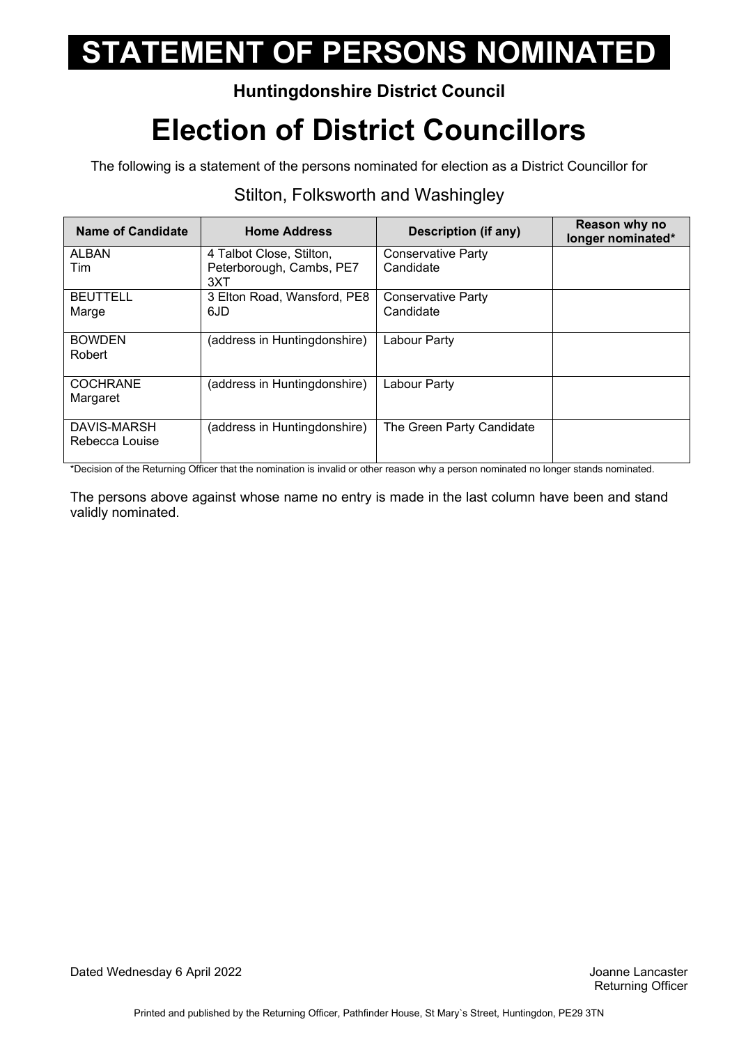# STATEMENT OF PERSONS NOMINATED

**Huntingdonshire District Council**

# Election of District Councillors

The following is a statement of the persons nominated for election as a District Councillor for

## Stilton, Folksworth and Washingley

| Name of Candidate | Home Address | Description (if any) | Reason why no longer nominated* |
|---|---|---|---|
| ALBAN Tim | 4 Talbot Close, Stilton, Peterborough, Cambs, PE7 3XT | Conservative Party Candidate | |
| BEUTTELL Marge | 3 Elton Road, Wansford, PE8 6JD | Conservative Party Candidate | |
| BOWDEN Robert | (address in Huntingdonshire) | Labour Party | |
| COCHRANE Margaret | (address in Huntingdonshire) | Labour Party | |
| DAVIS-MARSH Rebecca Louise | (address in Huntingdonshire) | The Green Party Candidate | |

*Decision of the Returning Officer that the nomination is invalid or other reason why a person nominated no longer stands nominated.

The persons above against whose name no entry is made in the last column have been and stand validly nominated.

Dated Wednesday 6 April 2022

Joanne Lancaster
Returning Officer

Printed and published by the Returning Officer, Pathfinder House, St Mary`s Street, Huntingdon, PE29 3TN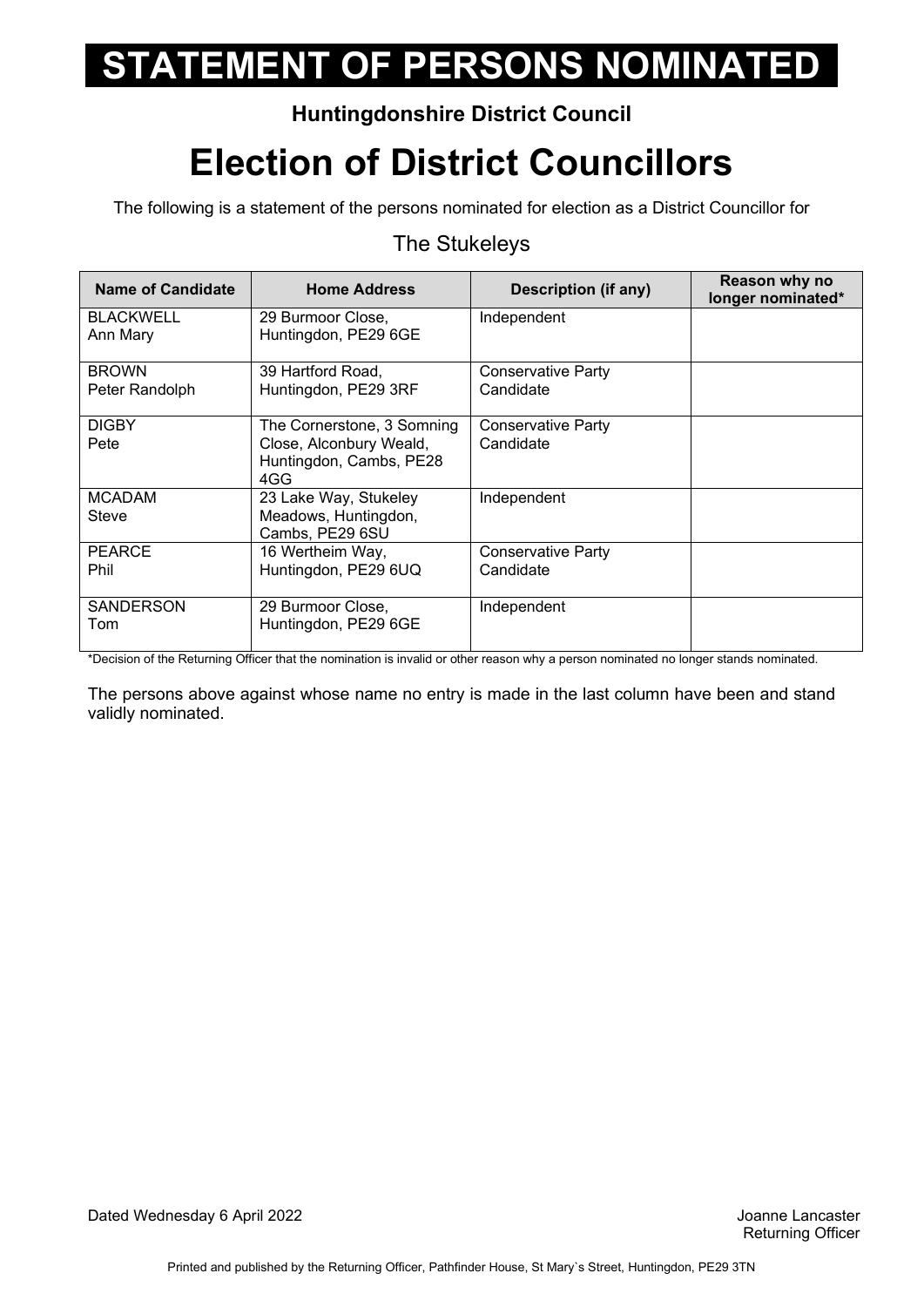# STATEMENT OF PERSONS NOMINATED

**Huntingdonshire District Council**

# Election of District Councillors

The following is a statement of the persons nominated for election as a District Councillor for

## The Stukeleys

| Name of Candidate | Home Address | Description (if any) | Reason why no longer nominated* |
|---|---|---|---|
| BLACKWELL Ann Mary | 29 Burmoor Close, Huntingdon, PE29 6GE | Independent | |
| BROWN Peter Randolph | 39 Hartford Road, Huntingdon, PE29 3RF | Conservative Party Candidate | |
| DIGBY Pete | The Cornerstone, 3 Somning Close, Alconbury Weald, Huntingdon, Cambs, PE28 4GG | Conservative Party Candidate | |
| MCADAM Steve | 23 Lake Way, Stukeley Meadows, Huntingdon, Cambs, PE29 6SU | Independent | |
| PEARCE Phil | 16 Wertheim Way, Huntingdon, PE29 6UQ | Conservative Party Candidate | |
| SANDERSON Tom | 29 Burmoor Close, Huntingdon, PE29 6GE | Independent | |

*Decision of the Returning Officer that the nomination is invalid or other reason why a person nominated no longer stands nominated.

The persons above against whose name no entry is made in the last column have been and stand validly nominated.

Dated Wednesday 6 April 2022

Joanne Lancaster
Returning Officer

Printed and published by the Returning Officer, Pathfinder House, St Mary`s Street, Huntingdon, PE29 3TN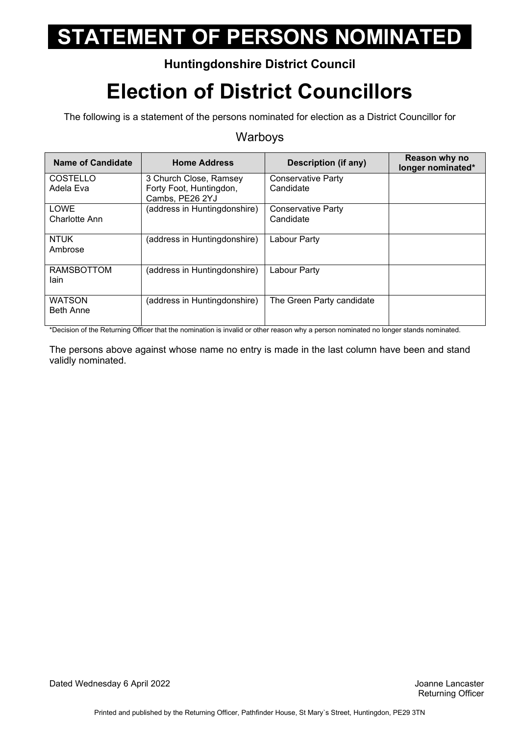# STATEMENT OF PERSONS NOMINATED

**Huntingdonshire District Council**

# Election of District Councillors

The following is a statement of the persons nominated for election as a District Councillor for

Warboys

| Name of Candidate | Home Address | Description (if any) | Reason why no longer nominated* |
|---|---|---|---|
| COSTELLO Adela Eva | 3 Church Close, Ramsey Forty Foot, Huntingdon, Cambs, PE26 2YJ | Conservative Party Candidate | |
| LOWE Charlotte Ann | (address in Huntingdonshire) | Conservative Party Candidate | |
| NTUK Ambrose | (address in Huntingdonshire) | Labour Party | |
| RAMSBOTTOM Iain | (address in Huntingdonshire) | Labour Party | |
| WATSON Beth Anne | (address in Huntingdonshire) | The Green Party candidate | |

*Decision of the Returning Officer that the nomination is invalid or other reason why a person nominated no longer stands nominated.

The persons above against whose name no entry is made in the last column have been and stand validly nominated.

Dated Wednesday 6 April 2022

Joanne Lancaster
Returning Officer

Printed and published by the Returning Officer, Pathfinder House, St Mary`s Street, Huntingdon, PE29 3TN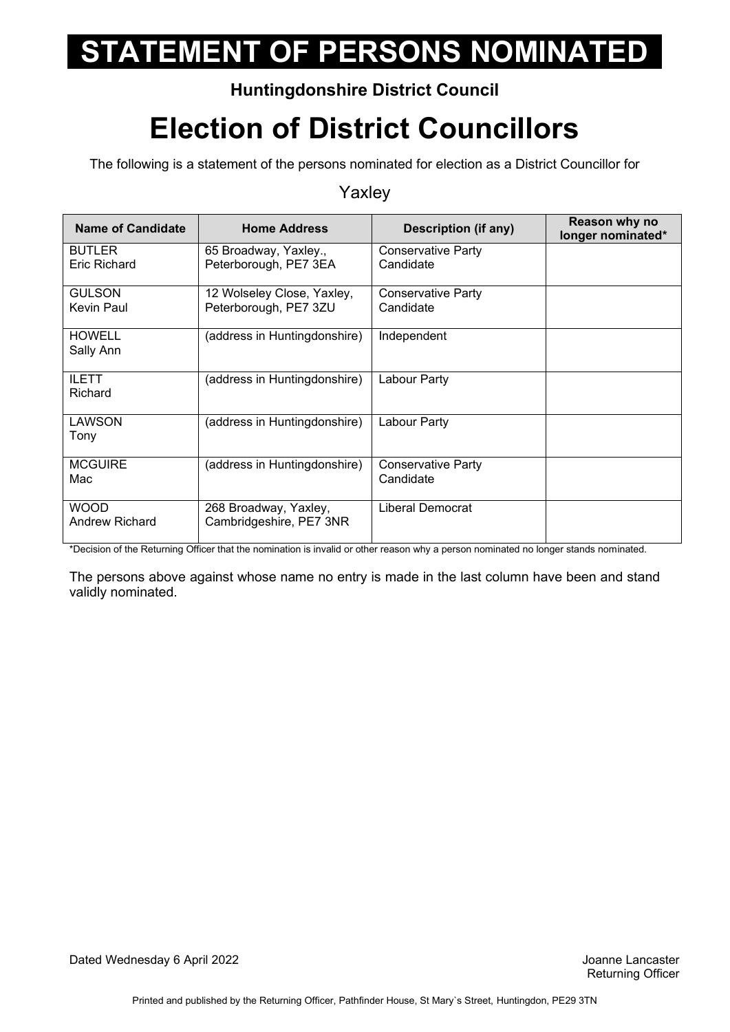# STATEMENT OF PERSONS NOMINATED

**Huntingdonshire District Council**

# Election of District Councillors

The following is a statement of the persons nominated for election as a District Councillor for

Yaxley

| Name of Candidate | Home Address | Description (if any) | Reason why no longer nominated* |
|---|---|---|---|
| BUTLER Eric Richard | 65 Broadway, Yaxley., Peterborough, PE7 3EA | Conservative Party Candidate | |
| GULSON Kevin Paul | 12 Wolseley Close, Yaxley, Peterborough, PE7 3ZU | Conservative Party Candidate | |
| HOWELL Sally Ann | (address in Huntingdonshire) | Independent | |
| ILETT Richard | (address in Huntingdonshire) | Labour Party | |
| LAWSON Tony | (address in Huntingdonshire) | Labour Party | |
| MCGUIRE Mac | (address in Huntingdonshire) | Conservative Party Candidate | |
| WOOD Andrew Richard | 268 Broadway, Yaxley, Cambridgeshire, PE7 3NR | Liberal Democrat | |

*Decision of the Returning Officer that the nomination is invalid or other reason why a person nominated no longer stands nominated.

The persons above against whose name no entry is made in the last column have been and stand validly nominated.

Dated Wednesday 6 April 2022

Joanne Lancaster
Returning Officer

Printed and published by the Returning Officer, Pathfinder House, St Mary`s Street, Huntingdon, PE29 3TN